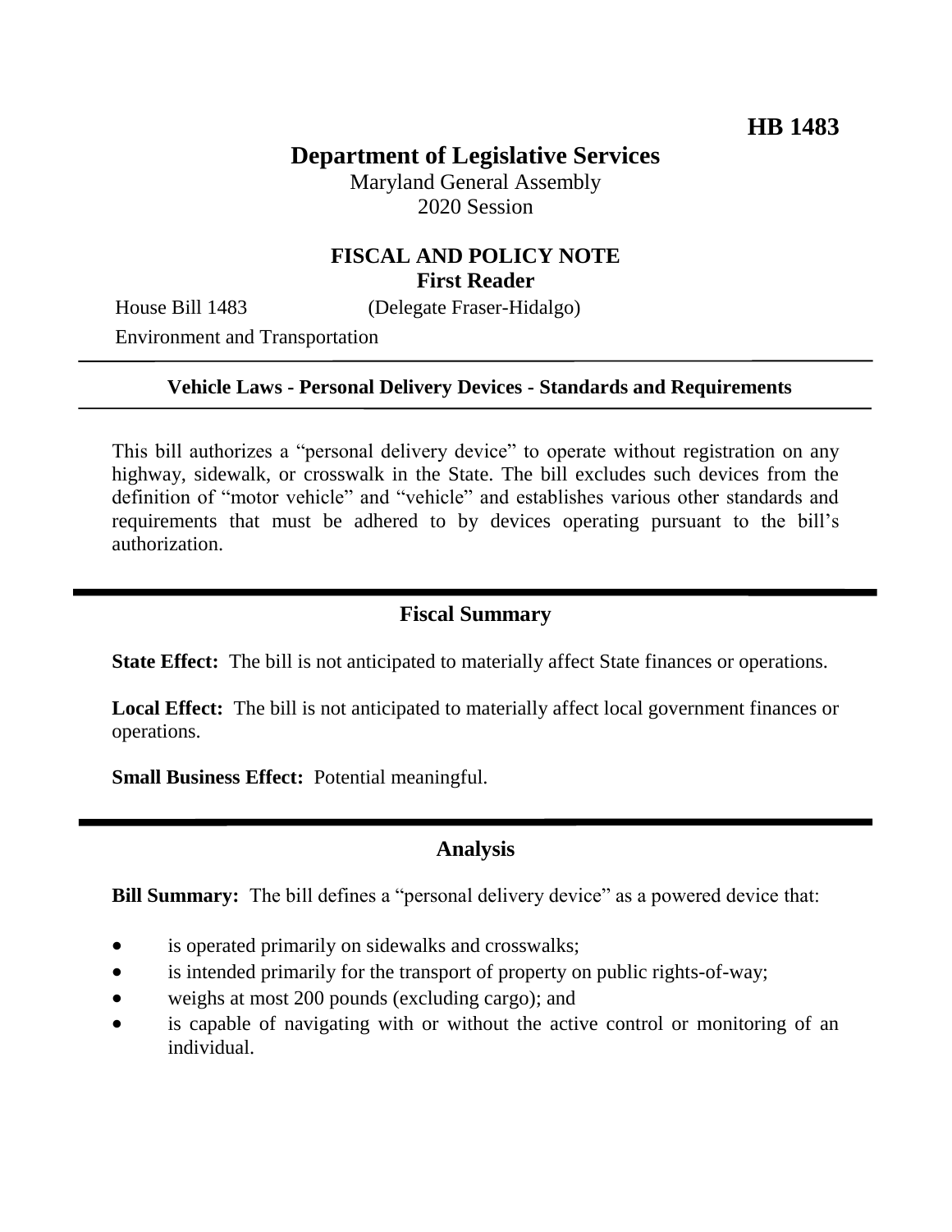**HB 1483**

# Department of Legislative Services

Maryland General Assembly
2020 Session

## FISCAL AND POLICY NOTE
### First Reader

House Bill 1483 (Delegate Fraser-Hidalgo)
Environment and Transportation

---

**Vehicle Laws - Personal Delivery Devices - Standards and Requirements**

---

This bill authorizes a "personal delivery device" to operate without registration on any highway, sidewalk, or crosswalk in the State. The bill excludes such devices from the definition of "motor vehicle" and "vehicle" and establishes various other standards and requirements that must be adhered to by devices operating pursuant to the bill's authorization.

---

## Fiscal Summary

**State Effect:** The bill is not anticipated to materially affect State finances or operations.

**Local Effect:** The bill is not anticipated to materially affect local government finances or operations.

**Small Business Effect:** Potential meaningful.

---

## Analysis

**Bill Summary:** The bill defines a "personal delivery device" as a powered device that:

- is operated primarily on sidewalks and crosswalks;
- is intended primarily for the transport of property on public rights-of-way;
- weighs at most 200 pounds (excluding cargo); and
- is capable of navigating with or without the active control or monitoring of an individual.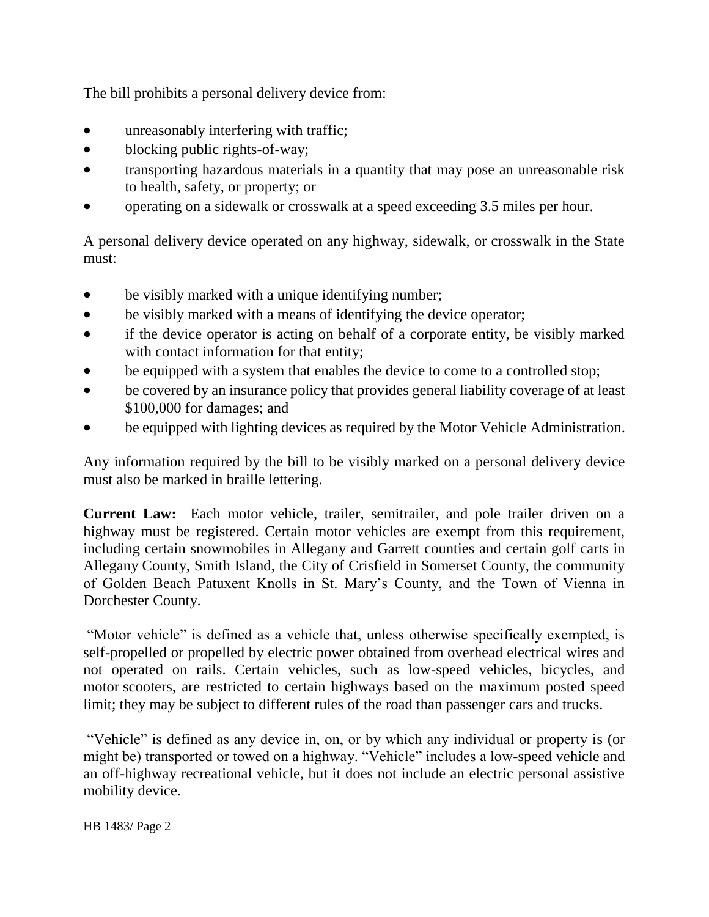The bill prohibits a personal delivery device from:

- unreasonably interfering with traffic;
- blocking public rights-of-way;
- transporting hazardous materials in a quantity that may pose an unreasonable risk to health, safety, or property; or
- operating on a sidewalk or crosswalk at a speed exceeding 3.5 miles per hour.

A personal delivery device operated on any highway, sidewalk, or crosswalk in the State must:

- be visibly marked with a unique identifying number;
- be visibly marked with a means of identifying the device operator;
- if the device operator is acting on behalf of a corporate entity, be visibly marked with contact information for that entity;
- be equipped with a system that enables the device to come to a controlled stop;
- be covered by an insurance policy that provides general liability coverage of at least $100,000 for damages; and
- be equipped with lighting devices as required by the Motor Vehicle Administration.

Any information required by the bill to be visibly marked on a personal delivery device must also be marked in braille lettering.

**Current Law:** Each motor vehicle, trailer, semitrailer, and pole trailer driven on a highway must be registered. Certain motor vehicles are exempt from this requirement, including certain snowmobiles in Allegany and Garrett counties and certain golf carts in Allegany County, Smith Island, the City of Crisfield in Somerset County, the community of Golden Beach Patuxent Knolls in St. Mary's County, and the Town of Vienna in Dorchester County.

"Motor vehicle" is defined as a vehicle that, unless otherwise specifically exempted, is self-propelled or propelled by electric power obtained from overhead electrical wires and not operated on rails. Certain vehicles, such as low-speed vehicles, bicycles, and motor scooters, are restricted to certain highways based on the maximum posted speed limit; they may be subject to different rules of the road than passenger cars and trucks.

"Vehicle" is defined as any device in, on, or by which any individual or property is (or might be) transported or towed on a highway. "Vehicle" includes a low-speed vehicle and an off-highway recreational vehicle, but it does not include an electric personal assistive mobility device.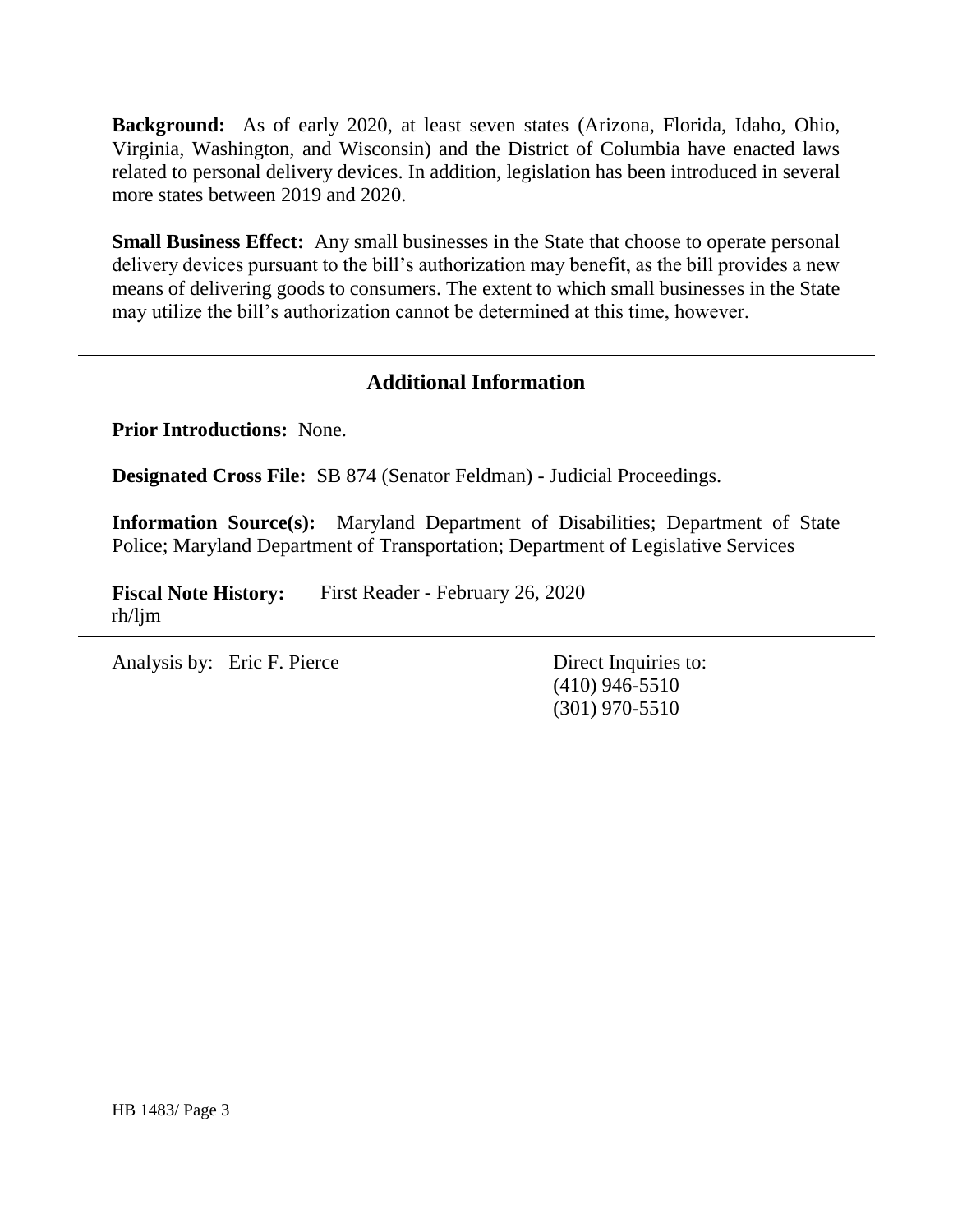**Background:** As of early 2020, at least seven states (Arizona, Florida, Idaho, Ohio, Virginia, Washington, and Wisconsin) and the District of Columbia have enacted laws related to personal delivery devices. In addition, legislation has been introduced in several more states between 2019 and 2020.

**Small Business Effect:** Any small businesses in the State that choose to operate personal delivery devices pursuant to the bill's authorization may benefit, as the bill provides a new means of delivering goods to consumers. The extent to which small businesses in the State may utilize the bill's authorization cannot be determined at this time, however.

## Additional Information

**Prior Introductions:** None.

**Designated Cross File:** SB 874 (Senator Feldman) - Judicial Proceedings.

**Information Source(s):** Maryland Department of Disabilities; Department of State Police; Maryland Department of Transportation; Department of Legislative Services

**Fiscal Note History:** First Reader - February 26, 2020
rh/ljm

Analysis by: Eric F. Pierce

Direct Inquiries to:
(410) 946-5510
(301) 970-5510